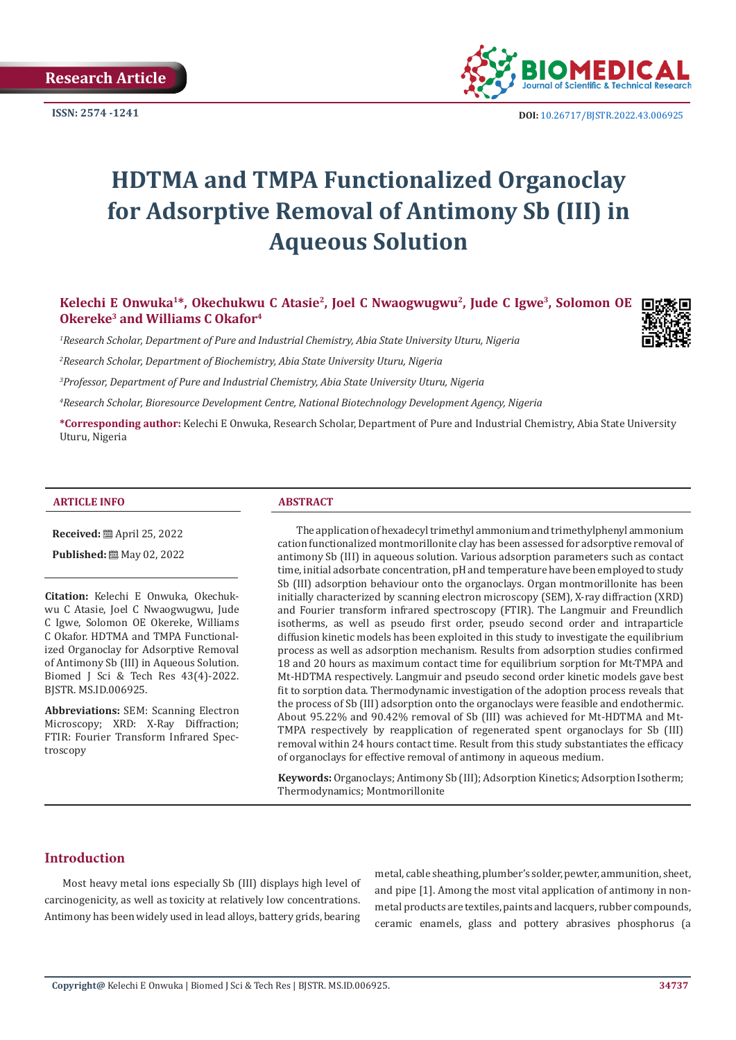Research Article

ISSN: 2574 -1241

DOI: 10.26717/BJSTR.2022.43.006925

# HDTMA and TMPA Functionalized Organoclay for Adsorptive Removal of Antimony Sb (III) in Aqueous Solution

**Kelechi E Onwuka[1]\*, Okechukwu C Atasie[2], Joel C Nwaogwugwu[2], Jude C Igwe[3], Solomon OE Okereke[3] and Williams C Okafor[4]**

[1]*Research Scholar, Department of Pure and Industrial Chemistry, Abia State University Uturu, Nigeria*

[2]*Research Scholar, Department of Biochemistry, Abia State University Uturu, Nigeria*

[3]*Professor, Department of Pure and Industrial Chemistry, Abia State University Uturu, Nigeria*

[4]*Research Scholar, Bioresource Development Centre, National Biotechnology Development Agency, Nigeria*

**\*Corresponding author:** Kelechi E Onwuka, Research Scholar, Department of Pure and Industrial Chemistry, Abia State University Uturu, Nigeria

## ARTICLE INFO

**Received:** April 25, 2022

**Published:** May 02, 2022

**Citation:** Kelechi E Onwuka, Okechukwu C Atasie, Joel C Nwaogwugwu, Jude C Igwe, Solomon OE Okereke, Williams C Okafor. HDTMA and TMPA Functionalized Organoclay for Adsorptive Removal of Antimony Sb (III) in Aqueous Solution. Biomed J Sci & Tech Res 43(4)-2022. BJSTR. MS.ID.006925.

**Abbreviations:** SEM: Scanning Electron Microscopy; XRD: X-Ray Diffraction; FTIR: Fourier Transform Infrared Spectroscopy

## ABSTRACT

The application of hexadecyl trimethyl ammonium and trimethylphenyl ammonium cation functionalized montmorillonite clay has been assessed for adsorptive removal of antimony Sb (III) in aqueous solution. Various adsorption parameters such as contact time, initial adsorbate concentration, pH and temperature have been employed to study Sb (III) adsorption behaviour onto the organoclays. Organ montmorillonite has been initially characterized by scanning electron microscopy (SEM), X-ray diffraction (XRD) and Fourier transform infrared spectroscopy (FTIR). The Langmuir and Freundlich isotherms, as well as pseudo first order, pseudo second order and intraparticle diffusion kinetic models has been exploited in this study to investigate the equilibrium process as well as adsorption mechanism. Results from adsorption studies confirmed 18 and 20 hours as maximum contact time for equilibrium sorption for Mt-TMPA and Mt-HDTMA respectively. Langmuir and pseudo second order kinetic models gave best fit to sorption data. Thermodynamic investigation of the adoption process reveals that the process of Sb (III) adsorption onto the organoclays were feasible and endothermic. About 95.22% and 90.42% removal of Sb (III) was achieved for Mt-HDTMA and Mt-TMPA respectively by reapplication of regenerated spent organoclays for Sb (III) removal within 24 hours contact time. Result from this study substantiates the efficacy of organoclays for effective removal of antimony in aqueous medium.

**Keywords:** Organoclays; Antimony Sb (III); Adsorption Kinetics; Adsorption Isotherm; Thermodynamics; Montmorillonite

## Introduction

Most heavy metal ions especially Sb (III) displays high level of carcinogenicity, as well as toxicity at relatively low concentrations. Antimony has been widely used in lead alloys, battery grids, bearing metal, cable sheathing, plumber's solder, pewter, ammunition, sheet, and pipe [1]. Among the most vital application of antimony in non-metal products are textiles, paints and lacquers, rubber compounds, ceramic enamels, glass and pottery abrasives phosphorus (a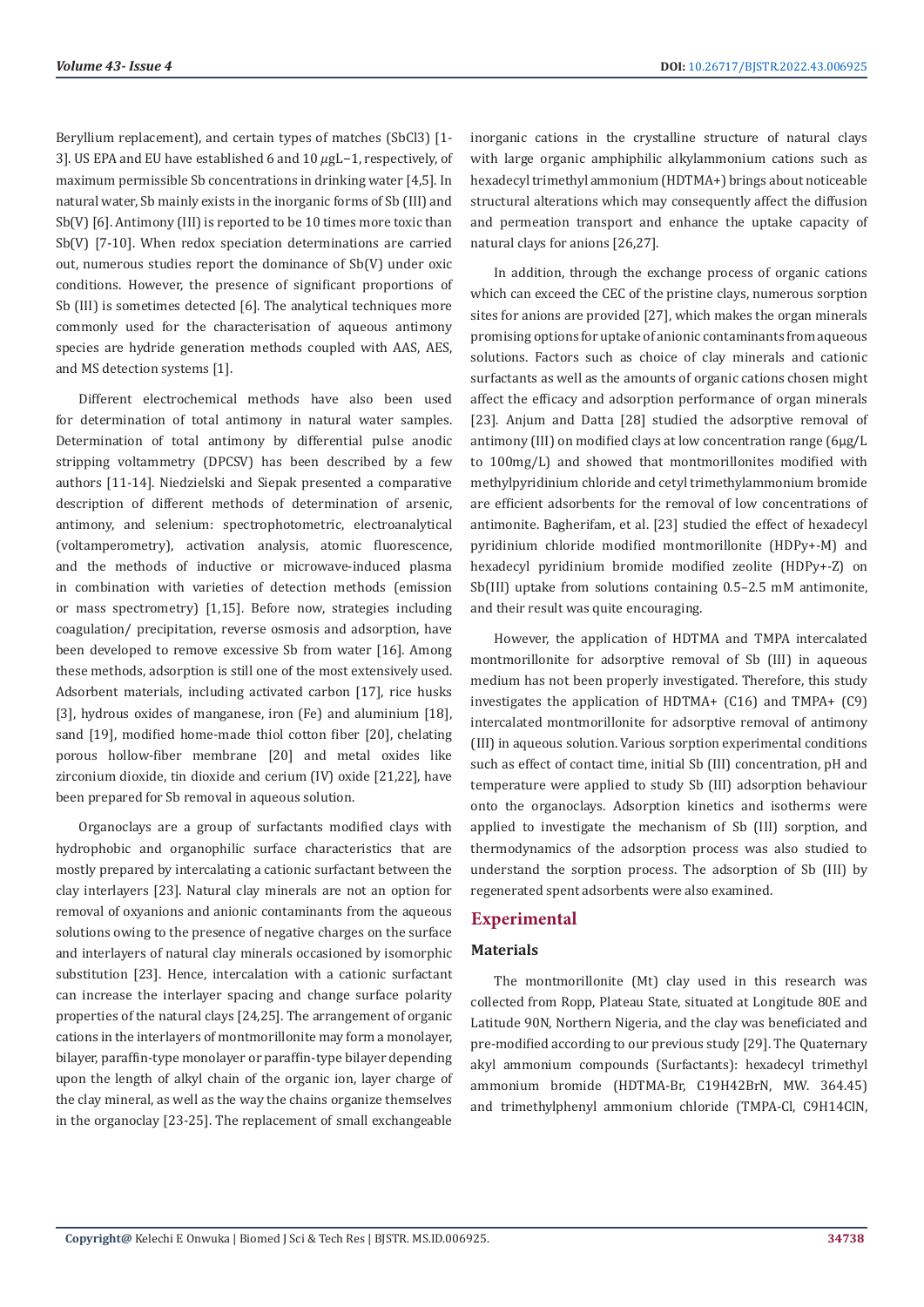Beryllium replacement), and certain types of matches ($SbCl_3$) [1-3]. US EPA and EU have established 6 and 10 $\mu gL^{-1}$, respectively, of maximum permissible Sb concentrations in drinking water [4,5]. In natural water, Sb mainly exists in the inorganic forms of Sb (III) and Sb(V) [6]. Antimony (III) is reported to be 10 times more toxic than Sb(V) [7-10]. When redox speciation determinations are carried out, numerous studies report the dominance of Sb(V) under oxic conditions. However, the presence of significant proportions of Sb (III) is sometimes detected [6]. The analytical techniques more commonly used for the characterisation of aqueous antimony species are hydride generation methods coupled with AAS, AES, and MS detection systems [1].

Different electrochemical methods have also been used for determination of total antimony in natural water samples. Determination of total antimony by differential pulse anodic stripping voltammetry (DPCSV) has been described by a few authors [11-14]. Niedzielski and Siepak presented a comparative description of different methods of determination of arsenic, antimony, and selenium: spectrophotometric, electroanalytical (voltamperometry), activation analysis, atomic fluorescence, and the methods of inductive or microwave-induced plasma in combination with varieties of detection methods (emission or mass spectrometry) [1,15]. Before now, strategies including coagulation/ precipitation, reverse osmosis and adsorption, have been developed to remove excessive Sb from water [16]. Among these methods, adsorption is still one of the most extensively used. Adsorbent materials, including activated carbon [17], rice husks [3], hydrous oxides of manganese, iron (Fe) and aluminium [18], sand [19], modified home-made thiol cotton fiber [20], chelating porous hollow-fiber membrane [20] and metal oxides like zirconium dioxide, tin dioxide and cerium (IV) oxide [21,22], have been prepared for Sb removal in aqueous solution.

Organoclays are a group of surfactants modified clays with hydrophobic and organophilic surface characteristics that are mostly prepared by intercalating a cationic surfactant between the clay interlayers [23]. Natural clay minerals are not an option for removal of oxyanions and anionic contaminants from the aqueous solutions owing to the presence of negative charges on the surface and interlayers of natural clay minerals occasioned by isomorphic substitution [23]. Hence, intercalation with a cationic surfactant can increase the interlayer spacing and change surface polarity properties of the natural clays [24,25]. The arrangement of organic cations in the interlayers of montmorillonite may form a monolayer, bilayer, paraffin-type monolayer or paraffin-type bilayer depending upon the length of alkyl chain of the organic ion, layer charge of the clay mineral, as well as the way the chains organize themselves in the organoclay [23-25]. The replacement of small exchangeable inorganic cations in the crystalline structure of natural clays with large organic amphiphilic alkylammonium cations such as hexadecyl trimethyl ammonium ($HDTMA^+$) brings about noticeable structural alterations which may consequently affect the diffusion and permeation transport and enhance the uptake capacity of natural clays for anions [26,27].

In addition, through the exchange process of organic cations which can exceed the CEC of the pristine clays, numerous sorption sites for anions are provided [27], which makes the organ minerals promising options for uptake of anionic contaminants from aqueous solutions. Factors such as choice of clay minerals and cationic surfactants as well as the amounts of organic cations chosen might affect the efficacy and adsorption performance of organ minerals [23]. Anjum and Datta [28] studied the adsorptive removal of antimony (III) on modified clays at low concentration range (6μg/L to 100mg/L) and showed that montmorillonites modified with methylpyridinium chloride and cetyl trimethylammonium bromide are efficient adsorbents for the removal of low concentrations of antimonite. Bagherifam, et al. [23] studied the effect of hexadecyl pyridinium chloride modified montmorillonite ($HDPy^+$-M) and hexadecyl pyridinium bromide modified zeolite ($HDPy^+$-Z) on Sb(III) uptake from solutions containing 0.5–2.5 mM antimonite, and their result was quite encouraging.

However, the application of HDTMA and TMPA intercalated montmorillonite for adsorptive removal of Sb (III) in aqueous medium has not been properly investigated. Therefore, this study investigates the application of $HDTMA^+$ (C16) and $TMPA^+$ (C9) intercalated montmorillonite for adsorptive removal of antimony (III) in aqueous solution. Various sorption experimental conditions such as effect of contact time, initial Sb (III) concentration, pH and temperature were applied to study Sb (III) adsorption behaviour onto the organoclays. Adsorption kinetics and isotherms were applied to investigate the mechanism of Sb (III) sorption, and thermodynamics of the adsorption process was also studied to understand the sorption process. The adsorption of Sb (III) by regenerated spent adsorbents were also examined.

## Experimental

### Materials

The montmorillonite (Mt) clay used in this research was collected from Ropp, Plateau State, situated at Longitude 80E and Latitude 90N, Northern Nigeria, and the clay was beneficiated and pre-modified according to our previous study [29]. The Quaternary akyl ammonium compounds (Surfactants): hexadecyl trimethyl ammonium bromide (HDTMA-Br, $C_{19}H_{42}BrN$, MW. 364.45) and trimethylphenyl ammonium chloride (TMPA-Cl, $C_9H_{14}ClN$,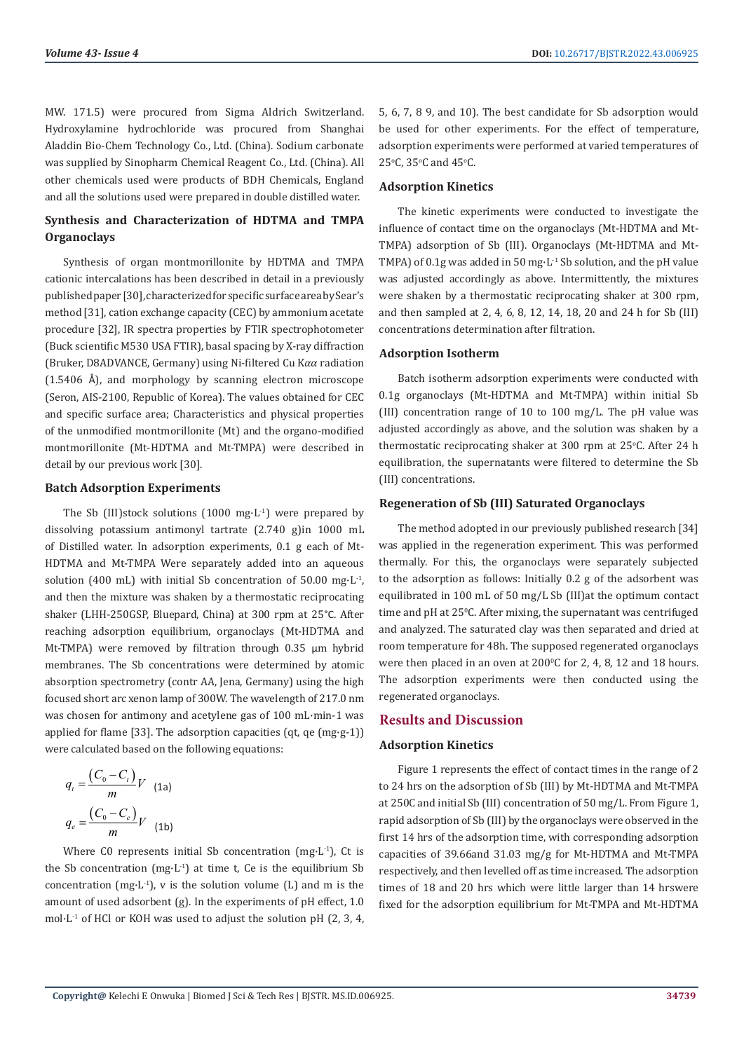MW. 171.5) were procured from Sigma Aldrich Switzerland. Hydroxylamine hydrochloride was procured from Shanghai Aladdin Bio-Chem Technology Co., Ltd. (China). Sodium carbonate was supplied by Sinopharm Chemical Reagent Co., Ltd. (China). All other chemicals used were products of BDH Chemicals, England and all the solutions used were prepared in double distilled water.

### Synthesis and Characterization of HDTMA and TMPA Organoclays

Synthesis of organ montmorillonite by HDTMA and TMPA cationic intercalations has been described in detail in a previously published paper [30], characterized for specific surface area by Sear's method [31], cation exchange capacity (CEC) by ammonium acetate procedure [32], IR spectra properties by FTIR spectrophotometer (Buck scientific M530 USA FTIR), basal spacing by X-ray diffraction (Bruker, D8ADVANCE, Germany) using Ni-filtered Cu K$\alpha\alpha$ radiation (1.5406 Å), and morphology by scanning electron microscope (Seron, AIS-2100, Republic of Korea). The values obtained for CEC and specific surface area; Characteristics and physical properties of the unmodified montmorillonite (Mt) and the organo-modified montmorillonite (Mt-HDTMA and Mt-TMPA) were described in detail by our previous work [30].

### Batch Adsorption Experiments

The Sb (III)stock solutions (1000 mg·L$^{-1}$) were prepared by dissolving potassium antimonyl tartrate (2.740 g)in 1000 mL of Distilled water. In adsorption experiments, 0.1 g each of Mt-HDTMA and Mt-TMPA Were separately added into an aqueous solution (400 mL) with initial Sb concentration of 50.00 mg·L$^{-1}$, and then the mixture was shaken by a thermostatic reciprocating shaker (LHH-250GSP, Bluepard, China) at 300 rpm at 25°C. After reaching adsorption equilibrium, organoclays (Mt-HDTMA and Mt-TMPA) were removed by filtration through 0.35 μm hybrid membranes. The Sb concentrations were determined by atomic absorption spectrometry (contr AA, Jena, Germany) using the high focused short arc xenon lamp of 300W. The wavelength of 217.0 nm was chosen for antimony and acetylene gas of 100 mL·min-1 was applied for flame [33]. The adsorption capacities (qt, qe (mg·g-1)) were calculated based on the following equations:

$$q_t = \frac{(C_0 - C_t)}{m}V \quad (1a)$$

$$q_e = \frac{(C_0 - C_e)}{m}V \quad (1b)$$

Where C0 represents initial Sb concentration (mg·L$^{-1}$), Ct is the Sb concentration (mg·L$^{-1}$) at time t, Ce is the equilibrium Sb concentration (mg·L$^{-1}$), v is the solution volume (L) and m is the amount of used adsorbent (g). In the experiments of pH effect, 1.0 mol·L$^{-1}$ of HCl or KOH was used to adjust the solution pH (2, 3, 4, 5, 6, 7, 8 9, and 10). The best candidate for Sb adsorption would be used for other experiments. For the effect of temperature, adsorption experiments were performed at varied temperatures of 25°C, 35°C and 45°C.

### Adsorption Kinetics

The kinetic experiments were conducted to investigate the influence of contact time on the organoclays (Mt-HDTMA and Mt-TMPA) adsorption of Sb (III). Organoclays (Mt-HDTMA and Mt-TMPA) of 0.1g was added in 50 mg·L$^{-1}$ Sb solution, and the pH value was adjusted accordingly as above. Intermittently, the mixtures were shaken by a thermostatic reciprocating shaker at 300 rpm, and then sampled at 2, 4, 6, 8, 12, 14, 18, 20 and 24 h for Sb (III) concentrations determination after filtration.

### Adsorption Isotherm

Batch isotherm adsorption experiments were conducted with 0.1g organoclays (Mt-HDTMA and Mt-TMPA) within initial Sb (III) concentration range of 10 to 100 mg/L. The pH value was adjusted accordingly as above, and the solution was shaken by a thermostatic reciprocating shaker at 300 rpm at 25°C. After 24 h equilibration, the supernatants were filtered to determine the Sb (III) concentrations.

### Regeneration of Sb (III) Saturated Organoclays

The method adopted in our previously published research [34] was applied in the regeneration experiment. This was performed thermally. For this, the organoclays were separately subjected to the adsorption as follows: Initially 0.2 g of the adsorbent was equilibrated in 100 mL of 50 mg/L Sb (III)at the optimum contact time and pH at 25°C. After mixing, the supernatant was centrifuged and analyzed. The saturated clay was then separated and dried at room temperature for 48h. The supposed regenerated organoclays were then placed in an oven at 200°C for 2, 4, 8, 12 and 18 hours. The adsorption experiments were then conducted using the regenerated organoclays.

## Results and Discussion

### Adsorption Kinetics

Figure 1 represents the effect of contact times in the range of 2 to 24 hrs on the adsorption of Sb (III) by Mt-HDTMA and Mt-TMPA at 250C and initial Sb (III) concentration of 50 mg/L. From Figure 1, rapid adsorption of Sb (III) by the organoclays were observed in the first 14 hrs of the adsorption time, with corresponding adsorption capacities of 39.66and 31.03 mg/g for Mt-HDTMA and Mt-TMPA respectively, and then levelled off as time increased. The adsorption times of 18 and 20 hrs which were little larger than 14 hrswere fixed for the adsorption equilibrium for Mt-TMPA and Mt-HDTMA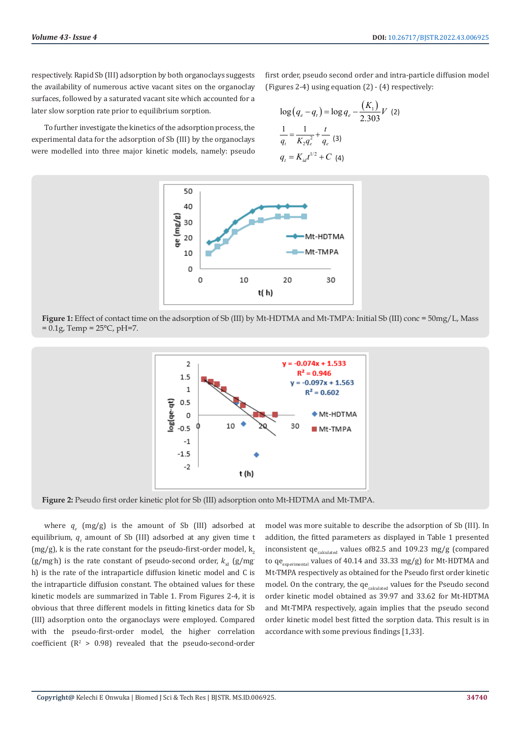respectively. Rapid Sb (III) adsorption by both organoclays suggests the availability of numerous active vacant sites on the organoclay surfaces, followed by a saturated vacant site which accounted for a later slow sorption rate prior to equilibrium sorption.

To further investigate the kinetics of the adsorption process, the experimental data for the adsorption of Sb (III) by the organoclays were modelled into three major kinetic models, namely: pseudo first order, pseudo second order and intra-particle diffusion model (Figures 2-4) using equation (2) - (4) respectively:

$$\log(q_e - q_t) = \log q_e - \frac{(K_1)}{2.303} V \quad (2)$$

$$\frac{1}{q_t} = \frac{1}{K_2 q_e^2} + \frac{t}{q_e} \quad (3)$$

$$q_t = K_{id} t^{1/2} + C \quad (4)$$

**Figure 1:** Effect of contact time on the adsorption of Sb (III) by Mt-HDTMA and Mt-TMPA: Initial Sb (III) conc = 50mg/L, Mass = 0.1g, Temp = 25°C, pH=7.

**Figure 2:** Pseudo first order kinetic plot for Sb (III) adsorption onto Mt-HDTMA and Mt-TMPA.

where $q_e$ (mg/g) is the amount of Sb (III) adsorbed at equilibrium, $q_t$ amount of Sb (III) adsorbed at any given time t (mg/g), k is the rate constant for the pseudo-first-order model, $k_2$ (g/mg·h) is the rate constant of pseudo-second order, $k_{id}$ (g/mg·h) is the rate of the intraparticle diffusion kinetic model and C is the intraparticle diffusion constant. The obtained values for these kinetic models are summarized in Table 1. From Figures 2-4, it is obvious that three different models in fitting kinetics data for Sb (III) adsorption onto the organoclays were employed. Compared with the pseudo-first-order model, the higher correlation coefficient ($R^2$ > 0.98) revealed that the pseudo-second-order model was more suitable to describe the adsorption of Sb (III). In addition, the fitted parameters as displayed in Table 1 presented inconsistent $qe_{calculated}$ values of 82.5 and 109.23 mg/g (compared to $qe_{experimental}$ values of 40.14 and 33.33 mg/g) for Mt-HDTMA and Mt-TMPA respectively as obtained for the Pseudo first order kinetic model. On the contrary, the $qe_{calculated}$ values for the Pseudo second order kinetic model obtained as 39.97 and 33.62 for Mt-HDTMA and Mt-TMPA respectively, again implies that the pseudo second order kinetic model best fitted the sorption data. This result is in accordance with some previous findings [1,33].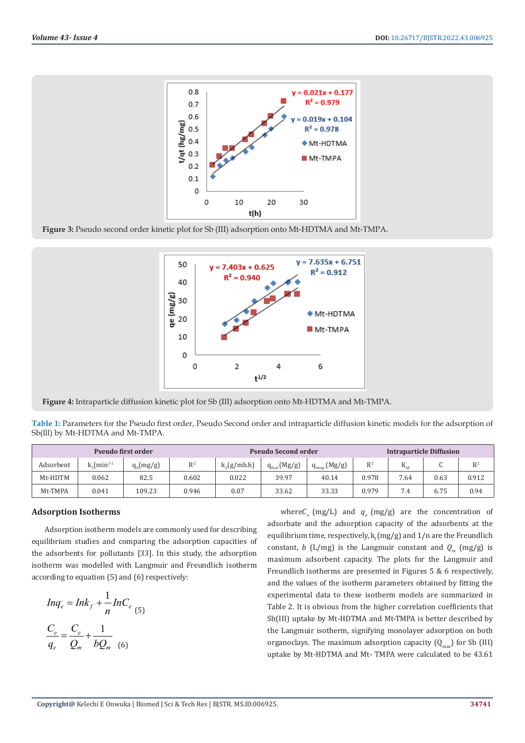Figure 3: Pseudo second order kinetic plot for Sb (III) adsorption onto Mt-HDTMA and Mt-TMPA.

Figure 4: Intraparticle diffusion kinetic plot for Sb (III) adsorption onto Mt-HDTMA and Mt-TMPA.

Table 1: Parameters for the Pseudo first order, Pseudo Second order and intraparticle diffusion kinetic models for the adsorption of Sb(lll) by Mt-HDTMA and Mt-TMPA.

| Pseudo first order | | | | Pseudo Second order | | | | Intraparticle Diffusion | | |
|---|---|---|---|---|---|---|---|---|---|---|
| Adsorbent | $k_1(min)^{-1}$ | $q_0$(mg/g) | $R^2$ | $k_2$(g/mh.h) | $q_{0cal}$ (Mg/g) | $q_{0exp}$ (Mg/g) | $R^2$ | $K_{id}$ | C | $R^2$ |
| Mt-HDTM | 0.062 | 82.5 | 0.602 | 0.022 | 39.97 | 40.14 | 0.978 | 7.64 | 0.63 | 0.912 |
| Mt-TMPA | 0.041 | 109.23 | 0.946 | 0.07 | 33.62 | 33.33 | 0.979 | 7.4 | 6.75 | 0.94 |

## Adsorption Isotherms

Adsorption isotherm models are commonly used for describing equilibrium studies and comparing the adsorption capacities of the adsorbents for pollutants [33]. In this study, the adsorption isotherm was modelled with Langmuir and Freundlich isotherm according to equation (5) and (6) respectively:

$$In q_e = In k_f + \frac{1}{n} In C_e \quad (5)$$

$$\frac{C_e}{q_e} = \frac{C_e}{Q_m} + \frac{1}{bQ_m} \quad (6)$$

where $C_e$ (mg/L) and $q_e$ (mg/g) are the concentration of adsorbate and the adsorption capacity of the adsorbents at the equilibrium time, respectively, $k_f$ (mg/g) and $1/n$ are the Freundlich constant, $b$ (L/mg) is the Langmuir constant and $Q_m$ (mg/g) is maximum adsorbent capacity. The plots for the Langmuir and Freundlich isotherms are presented in Figures 5 & 6 respectively, and the values of the isotherm parameters obtained by fitting the experimental data to these isotherm models are summarized in Table 2. It is obvious from the higher correlation coefficients that Sb(III) uptake by Mt-HDTMA and Mt-TMPA is better described by the Langmuir isotherm, signifying monolayer adsorption on both organoclays. The maximum adsorption capacity ($Q_{max}$) for Sb (III) uptake by Mt-HDTMA and Mt- TMPA were calculated to be 43.61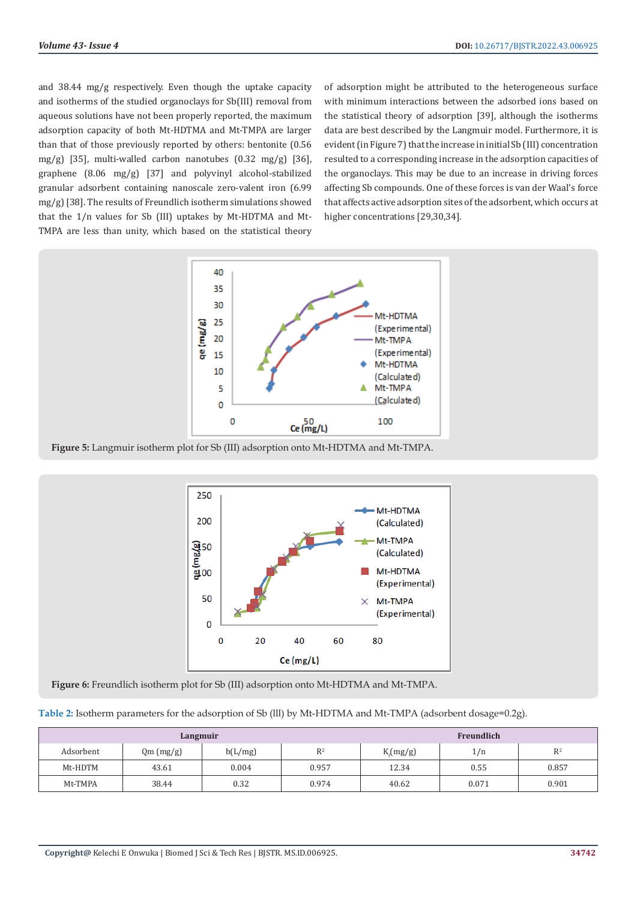and 38.44 mg/g respectively. Even though the uptake capacity and isotherms of the studied organoclays for Sb(III) removal from aqueous solutions have not been properly reported, the maximum adsorption capacity of both Mt-HDTMA and Mt-TMPA are larger than that of those previously reported by others: bentonite (0.56 mg/g) [35], multi-walled carbon nanotubes (0.32 mg/g) [36], graphene (8.06 mg/g) [37] and polyvinyl alcohol-stabilized granular adsorbent containing nanoscale zero-valent iron (6.99 mg/g) [38]. The results of Freundlich isotherm simulations showed that the 1/n values for Sb (III) uptakes by Mt-HDTMA and Mt-TMPA are less than unity, which based on the statistical theory of adsorption might be attributed to the heterogeneous surface with minimum interactions between the adsorbed ions based on the statistical theory of adsorption [39], although the isotherms data are best described by the Langmuir model. Furthermore, it is evident (in Figure 7) that the increase in initial Sb (III) concentration resulted to a corresponding increase in the adsorption capacities of the organoclays. This may be due to an increase in driving forces affecting Sb compounds. One of these forces is van der Waal's force that affects active adsorption sites of the adsorbent, which occurs at higher concentrations [29,30,34].

**Figure 5:** Langmuir isotherm plot for Sb (III) adsorption onto Mt-HDTMA and Mt-TMPA.

**Figure 6:** Freundlich isotherm plot for Sb (III) adsorption onto Mt-HDTMA and Mt-TMPA.

**Table 2:** Isotherm parameters for the adsorption of Sb (III) by Mt-HDTMA and Mt-TMPA (adsorbent dosage=0.2g).

| Langmuir | | | | Freundlich | | |
|---|---|---|---|---|---|---|
| Adsorbent | Qm (mg/g) | b(L/mg) | $R^2$ | $K_f$(mg/g) | 1/n | $R^2$ |
| Mt-HDTM | 43.61 | 0.004 | 0.957 | 12.34 | 0.55 | 0.857 |
| Mt-TMPA | 38.44 | 0.32 | 0.974 | 40.62 | 0.071 | 0.901 |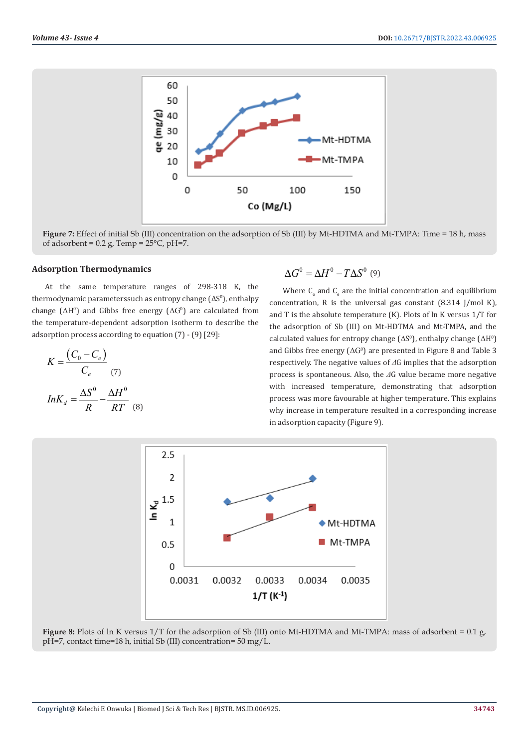**Figure 7:** Effect of initial Sb (III) concentration on the adsorption of Sb (III) by Mt-HDTMA and Mt-TMPA: Time = 18 h, mass of adsorbent = 0.2 g, Temp = 25°C, pH=7.

### Adsorption Thermodynamics

At the same temperature ranges of 298-318 K, the thermodynamic parameterssuch as entropy change ($\Delta S^0$), enthalpy change ($\Delta H^0$) and Gibbs free energy ($\Delta G^0$) are calculated from the the temperature-dependent adsorption isotherm to describe the adsorption process according to equation (7) - (9) [29]:

$$K = \frac{(C_0 - C_e)}{C_e} \quad (7)$$

$$InK_d = \frac{\Delta S^0}{R} - \frac{\Delta H^0}{RT} \quad (8)$$

$$\Delta G^0 = \Delta H^0 - T\Delta S^0 \quad (9)$$

Where $C_o$ and $C_e$ are the initial concentration and equilibrium concentration, R is the universal gas constant (8.314 J/mol K), and T is the absolute temperature (K). Plots of ln K versus 1/T for the adsorption of Sb (III) on Mt-HDTMA and Mt-TMPA, and the calculated values for entropy change ($\Delta S^0$), enthalpy change ($\Delta H^0$) and Gibbs free energy ($\Delta G^0$) are presented in Figure 8 and Table 3 respectively. The negative values of $\Delta G$ implies that the adsorption process is spontaneous. Also, the $\Delta G$ value became more negative with increased temperature, demonstrating that adsorption process was more favourable at higher temperature. This explains why increase in temperature resulted in a corresponding increase in adsorption capacity (Figure 9).

**Figure 8:** Plots of ln K versus 1/T for the adsorption of Sb (III) onto Mt-HDTMA and Mt-TMPA: mass of adsorbent = 0.1 g, pH=7, contact time=18 h, initial Sb (III) concentration= 50 mg/L.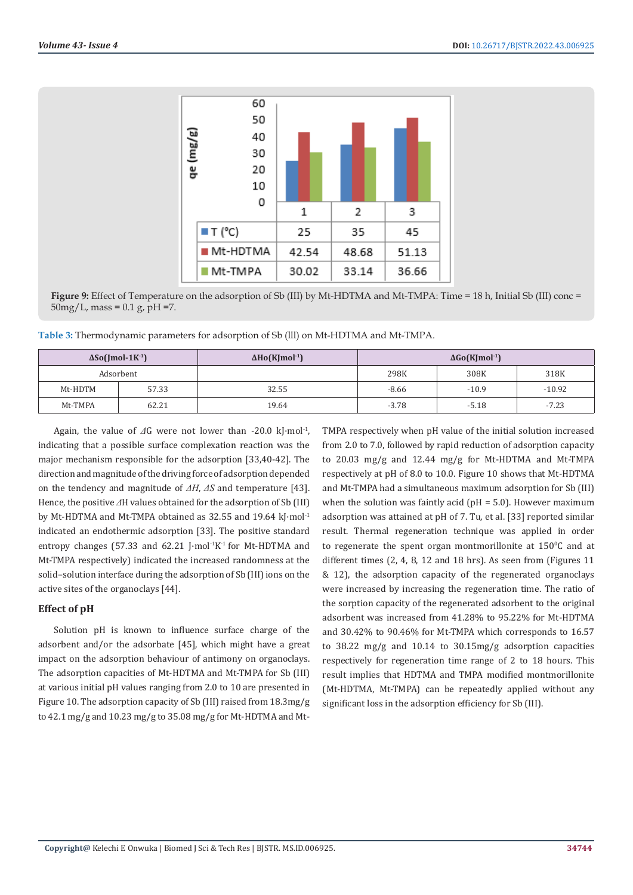|  | 1 | 2 | 3 |
|---|---|---|---|
| T (°C) | 25 | 35 | 45 |
| Mt-HDTMA | 42.54 | 48.68 | 51.13 |
| Mt-TMPA | 30.02 | 33.14 | 36.66 |

**Figure 9:** Effect of Temperature on the adsorption of Sb (III) by Mt-HDTMA and Mt-TMPA: Time = 18 h, Initial Sb (III) conc = 50mg/L, mass = 0.1 g, pH =7.

**Table 3:** Thermodynamic parameters for adsorption of Sb (lll) on Mt-HDTMA and Mt-TMPA.

| $\Delta S^o$(Jmol-1K$^{-1}$) | | $\Delta H^o$(KJmol$^{-1}$) | $\Delta G^o$(KJmol$^{-1}$) | | |
|---|---|---|---|---|---|
| Adsorbent | | | 298K | 308K | 318K |
| Mt-HDTM | 57.33 | 32.55 | -8.66 | -10.9 | -10.92 |
| Mt-TMPA | 62.21 | 19.64 | -3.78 | -5.18 | -7.23 |

Again, the value of $\Delta G$ were not lower than -20.0 kJ·mol$^{-1}$, indicating that a possible surface complexation reaction was the major mechanism responsible for the adsorption [33,40-42]. The direction and magnitude of the driving force of adsorption depended on the tendency and magnitude of $\Delta H$, $\Delta S$ and temperature [43]. Hence, the positive $\Delta H$ values obtained for the adsorption of Sb (III) by Mt-HDTMA and Mt-TMPA obtained as 32.55 and 19.64 kJ·mol$^{-1}$ indicated an endothermic adsorption [33]. The positive standard entropy changes (57.33 and 62.21 J·mol$^{-1}$K$^{-1}$ for Mt-HDTMA and Mt-TMPA respectively) indicated the increased randomness at the solid–solution interface during the adsorption of Sb (III) ions on the active sites of the organoclays [44].

## Effect of pH

Solution pH is known to influence surface charge of the adsorbent and/or the adsorbate [45], which might have a great impact on the adsorption behaviour of antimony on organoclays. The adsorption capacities of Mt-HDTMA and Mt-TMPA for Sb (III) at various initial pH values ranging from 2.0 to 10 are presented in Figure 10. The adsorption capacity of Sb (III) raised from 18.3mg/g to 42.1 mg/g and 10.23 mg/g to 35.08 mg/g for Mt-HDTMA and Mt-TMPA respectively when pH value of the initial solution increased from 2.0 to 7.0, followed by rapid reduction of adsorption capacity to 20.03 mg/g and 12.44 mg/g for Mt-HDTMA and Mt-TMPA respectively at pH of 8.0 to 10.0. Figure 10 shows that Mt-HDTMA and Mt-TMPA had a simultaneous maximum adsorption for Sb (III) when the solution was faintly acid (pH = 5.0). However maximum adsorption was attained at pH of 7. Tu, et al. [33] reported similar result. Thermal regeneration technique was applied in order to regenerate the spent organ montmorillonite at 150$^0$C and at different times (2, 4, 8, 12 and 18 hrs). As seen from (Figures 11 & 12), the adsorption capacity of the regenerated organoclays were increased by increasing the regeneration time. The ratio of the sorption capacity of the regenerated adsorbent to the original adsorbent was increased from 41.28% to 95.22% for Mt-HDTMA and 30.42% to 90.46% for Mt-TMPA which corresponds to 16.57 to 38.22 mg/g and 10.14 to 30.15mg/g adsorption capacities respectively for regeneration time range of 2 to 18 hours. This result implies that HDTMA and TMPA modified montmorillonite (Mt-HDTMA, Mt-TMPA) can be repeatedly applied without any significant loss in the adsorption efficiency for Sb (III).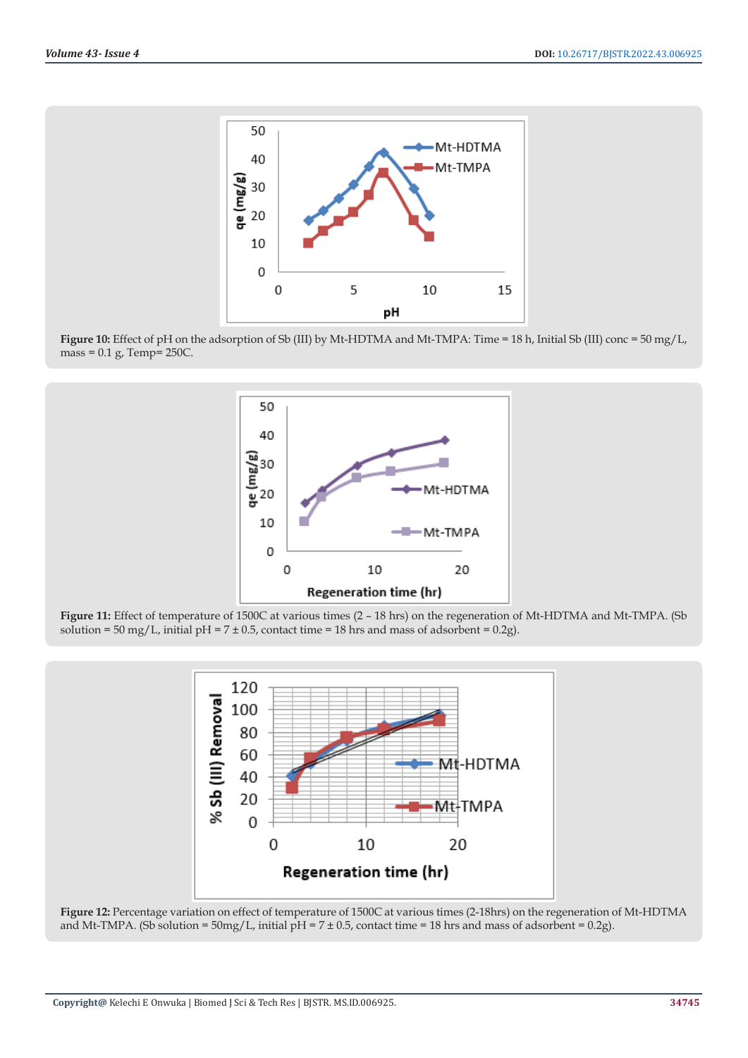Figure 10: Effect of pH on the adsorption of Sb (III) by Mt-HDTMA and Mt-TMPA: Time = 18 h, Initial Sb (III) conc = 50 mg/L, mass = 0.1 g, Temp= 250C.

Figure 11: Effect of temperature of 1500C at various times (2 – 18 hrs) on the regeneration of Mt-HDTMA and Mt-TMPA. (Sb solution = 50 mg/L, initial pH = 7 ± 0.5, contact time = 18 hrs and mass of adsorbent = 0.2g).

Figure 12: Percentage variation on effect of temperature of 1500C at various times (2-18hrs) on the regeneration of Mt-HDTMA and Mt-TMPA. (Sb solution = 50mg/L, initial pH = 7 ± 0.5, contact time = 18 hrs and mass of adsorbent = 0.2g).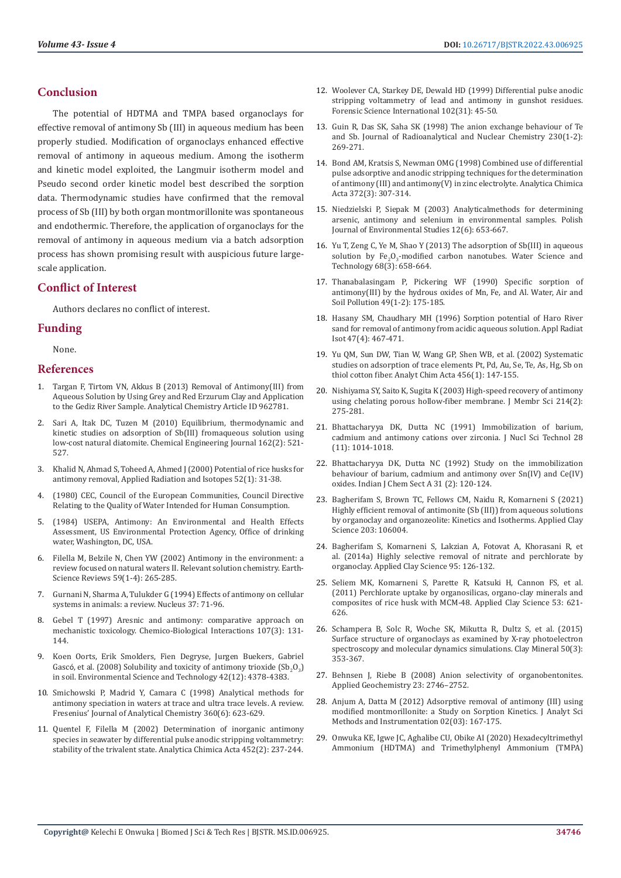## Conclusion

The potential of HDTMA and TMPA based organoclays for effective removal of antimony Sb (III) in aqueous medium has been properly studied. Modification of organoclays enhanced effective removal of antimony in aqueous medium. Among the isotherm and kinetic model exploited, the Langmuir isotherm model and Pseudo second order kinetic model best described the sorption data. Thermodynamic studies have confirmed that the removal process of Sb (III) by both organ montmorillonite was spontaneous and endothermic. Therefore, the application of organoclays for the removal of antimony in aqueous medium via a batch adsorption process has shown promising result with auspicious future large-scale application.

## Conflict of Interest

Authors declares no conflict of interest.

## Funding

None.

## References

1. Targan F, Tirtom VN, Akkus B (2013) Removal of Antimony(III) from Aqueous Solution by Using Grey and Red Erzurum Clay and Application to the Gediz River Sample. Analytical Chemistry Article ID 962781.
2. Sari A, Itak DC, Tuzen M (2010) Equilibrium, thermodynamic and kinetic studies on adsorption of Sb(III) fromaqueous solution using low-cost natural diatomite. Chemical Engineering Journal 162(2): 521-527.
3. Khalid N, Ahmad S, Toheed A, Ahmed J (2000) Potential of rice husks for antimony removal, Applied Radiation and Isotopes 52(1): 31-38.
4. (1980) CEC, Council of the European Communities, Council Directive Relating to the Quality of Water Intended for Human Consumption.
5. (1984) USEPA, Antimony: An Environmental and Health Effects Assessment, US Environmental Protection Agency, Office of drinking water, Washington, DC, USA.
6. Filella M, Belzile N, Chen YW (2002) Antimony in the environment: a review focused on natural waters II. Relevant solution chemistry. Earth-Science Reviews 59(1-4): 265-285.
7. Gurnani N, Sharma A, Tulukder G (1994) Effects of antimony on cellular systems in animals: a review. Nucleus 37: 71-96.
8. Gebel T (1997) Aresnic and antimony: comparative approach on mechanistic toxicology. Chemico-Biological Interactions 107(3): 131-144.
9. Koen Oorts, Erik Smolders, Fien Degryse, Jurgen Buekers, Gabriel Gascó, et al. (2008) Solubility and toxicity of antimony trioxide ($Sb_2O_3$) in soil. Environmental Science and Technology 42(12): 4378-4383.
10. Smichowski P, Madrid Y, Camara C (1998) Analytical methods for antimony speciation in waters at trace and ultra trace levels. A review. Fresenius' Journal of Analytical Chemistry 360(6): 623-629.
11. Quentel F, Filella M (2002) Determination of inorganic antimony species in seawater by differential pulse anodic stripping voltammetry: stability of the trivalent state. Analytica Chimica Acta 452(2): 237-244.
12. Woolever CA, Starkey DE, Dewald HD (1999) Differential pulse anodic stripping voltammetry of lead and antimony in gunshot residues. Forensic Science International 102(31): 45-50.
13. Guin R, Das SK, Saha SK (1998) The anion exchange behaviour of Te and Sb. Journal of Radioanalytical and Nuclear Chemistry 230(1-2): 269-271.
14. Bond AM, Kratsis S, Newman OMG (1998) Combined use of differential pulse adsorptive and anodic stripping techniques for the determination of antimony (III) and antimony(V) in zinc electrolyte. Analytica Chimica Acta 372(3): 307-314.
15. Niedzielski P, Siepak M (2003) Analyticalmethods for determining arsenic, antimony and selenium in environmental samples. Polish Journal of Environmental Studies 12(6): 653-667.
16. Yu T, Zeng C, Ye M, Shao Y (2013) The adsorption of Sb(III) in aqueous solution by $Fe_2O_3$-modified carbon nanotubes. Water Science and Technology 68(3): 658-664.
17. Thanabalasingam P, Pickering WF (1990) Specific sorption of antimony(III) by the hydrous oxides of Mn, Fe, and Al. Water, Air and Soil Pollution 49(1-2): 175-185.
18. Hasany SM, Chaudhary MH (1996) Sorption potential of Haro River sand for removal of antimony from acidic aqueous solution. Appl Radiat Isot 47(4): 467-471.
19. Yu QM, Sun DW, Tian W, Wang GP, Shen WB, et al. (2002) Systematic studies on adsorption of trace elements Pt, Pd, Au, Se, Te, As, Hg, Sb on thiol cotton fiber. Analyt Chim Acta 456(1): 147-155.
20. Nishiyama SY, Saito K, Sugita K (2003) High-speed recovery of antimony using chelating porous hollow-fiber membrane. J Membr Sci 214(2): 275-281.
21. Bhattacharyya DK, Dutta NC (1991) Immobilization of barium, cadmium and antimony cations over zirconia. J Nucl Sci Technol 28 (11): 1014-1018.
22. Bhattacharyya DK, Dutta NC (1992) Study on the immobilization behaviour of barium, cadmium and antimony over Sn(IV) and Ce(IV) oxides. Indian J Chem Sect A 31 (2): 120-124.
23. Bagherifam S, Brown TC, Fellows CM, Naidu R, Komarneni S (2021) Highly efficient removal of antimonite (Sb (III)) from aqueous solutions by organoclay and organozeolite: Kinetics and Isotherms. Applied Clay Science 203: 106004.
24. Bagherifam S, Komarneni S, Lakzian A, Fotovat A, Khorasani R, et al. (2014a) Highly selective removal of nitrate and perchlorate by organoclay. Applied Clay Science 95: 126-132.
25. Seliem MK, Komarneni S, Parette R, Katsuki H, Cannon FS, et al. (2011) Perchlorate uptake by organosilicas, organo-clay minerals and composites of rice husk with MCM-48. Applied Clay Science 53: 621-626.
26. Schampera B, Solc R, Woche SK, Mikutta R, Dultz S, et al. (2015) Surface structure of organoclays as examined by X-ray photoelectron spectroscopy and molecular dynamics simulations. Clay Mineral 50(3): 353-367.
27. Behnsen J, Riebe B (2008) Anion selectivity of organobentonites. Applied Geochemistry 23: 2746–2752.
28. Anjum A, Datta M (2012) Adsorptive removal of antimony (III) using modified montmorillonite: a Study on Sorption Kinetics. J Analyt Sci Methods and Instrumentation 02(03): 167-175.
29. Onwuka KE, Igwe JC, Aghalibe CU, Obike AI (2020) Hexadecyltrimethyl Ammonium (HDTMA) and Trimethylphenyl Ammonium (TMPA)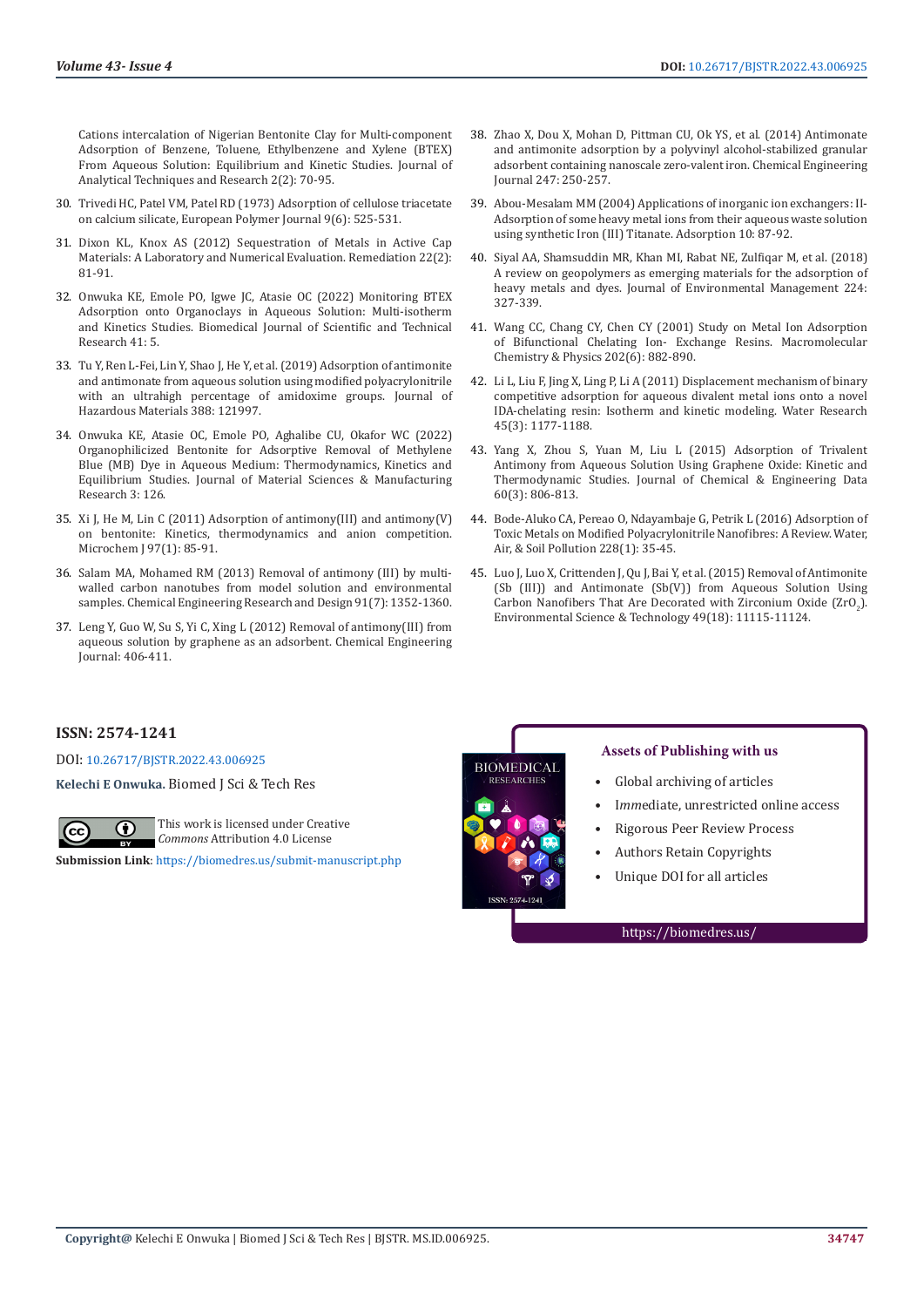Cations intercalation of Nigerian Bentonite Clay for Multi-component Adsorption of Benzene, Toluene, Ethylbenzene and Xylene (BTEX) From Aqueous Solution: Equilibrium and Kinetic Studies. Journal of Analytical Techniques and Research 2(2): 70-95.

30. Trivedi HC, Patel VM, Patel RD (1973) Adsorption of cellulose triacetate on calcium silicate, European Polymer Journal 9(6): 525-531.
31. Dixon KL, Knox AS (2012) Sequestration of Metals in Active Cap Materials: A Laboratory and Numerical Evaluation. Remediation 22(2): 81-91.
32. Onwuka KE, Emole PO, Igwe JC, Atasie OC (2022) Monitoring BTEX Adsorption onto Organoclays in Aqueous Solution: Multi-isotherm and Kinetics Studies. Biomedical Journal of Scientific and Technical Research 41: 5.
33. Tu Y, Ren L-Fei, Lin Y, Shao J, He Y, et al. (2019) Adsorption of antimonite and antimonate from aqueous solution using modified polyacrylonitrile with an ultrahigh percentage of amidoxime groups. Journal of Hazardous Materials 388: 121997.
34. Onwuka KE, Atasie OC, Emole PO, Aghalibe CU, Okafor WC (2022) Organophilicized Bentonite for Adsorptive Removal of Methylene Blue (MB) Dye in Aqueous Medium: Thermodynamics, Kinetics and Equilibrium Studies. Journal of Material Sciences & Manufacturing Research 3: 126.
35. Xi J, He M, Lin C (2011) Adsorption of antimony(III) and antimony(V) on bentonite: Kinetics, thermodynamics and anion competition. Microchem J 97(1): 85-91.
36. Salam MA, Mohamed RM (2013) Removal of antimony (III) by multi-walled carbon nanotubes from model solution and environmental samples. Chemical Engineering Research and Design 91(7): 1352-1360.
37. Leng Y, Guo W, Su S, Yi C, Xing L (2012) Removal of antimony(III) from aqueous solution by graphene as an adsorbent. Chemical Engineering Journal: 406-411.
38. Zhao X, Dou X, Mohan D, Pittman CU, Ok YS, et al. (2014) Antimonate and antimonite adsorption by a polyvinyl alcohol-stabilized granular adsorbent containing nanoscale zero-valent iron. Chemical Engineering Journal 247: 250-257.
39. Abou-Mesalam MM (2004) Applications of inorganic ion exchangers: II-Adsorption of some heavy metal ions from their aqueous waste solution using synthetic Iron (III) Titanate. Adsorption 10: 87-92.
40. Siyal AA, Shamsuddin MR, Khan MI, Rabat NE, Zulfiqar M, et al. (2018) A review on geopolymers as emerging materials for the adsorption of heavy metals and dyes. Journal of Environmental Management 224: 327-339.
41. Wang CC, Chang CY, Chen CY (2001) Study on Metal Ion Adsorption of Bifunctional Chelating Ion- Exchange Resins. Macromolecular Chemistry & Physics 202(6): 882-890.
42. Li L, Liu F, Jing X, Ling P, Li A (2011) Displacement mechanism of binary competitive adsorption for aqueous divalent metal ions onto a novel IDA-chelating resin: Isotherm and kinetic modeling. Water Research 45(3): 1177-1188.
43. Yang X, Zhou S, Yuan M, Liu L (2015) Adsorption of Trivalent Antimony from Aqueous Solution Using Graphene Oxide: Kinetic and Thermodynamic Studies. Journal of Chemical & Engineering Data 60(3): 806-813.
44. Bode-Aluko CA, Pereao O, Ndayambaje G, Petrik L (2016) Adsorption of Toxic Metals on Modified Polyacrylonitrile Nanofibres: A Review. Water, Air, & Soil Pollution 228(1): 35-45.
45. Luo J, Luo X, Crittenden J, Qu J, Bai Y, et al. (2015) Removal of Antimonite (Sb (III)) and Antimonate (Sb(V)) from Aqueous Solution Using Carbon Nanofibers That Are Decorated with Zirconium Oxide ($ZrO_2$). Environmental Science & Technology 49(18): 11115-11124.

**ISSN: 2574-1241**

DOI: 10.26717/BJSTR.2022.43.006925

**Kelechi E Onwuka.** Biomed J Sci & Tech Res

This work is licensed under Creative *Commons* Attribution 4.0 License

**Submission Link**: https://biomedres.us/submit-manuscript.php

**Assets of Publishing with us**

- Global archiving of articles
- Immediate, unrestricted online access
- Rigorous Peer Review Process
- Authors Retain Copyrights
- Unique DOI for all articles

https://biomedres.us/